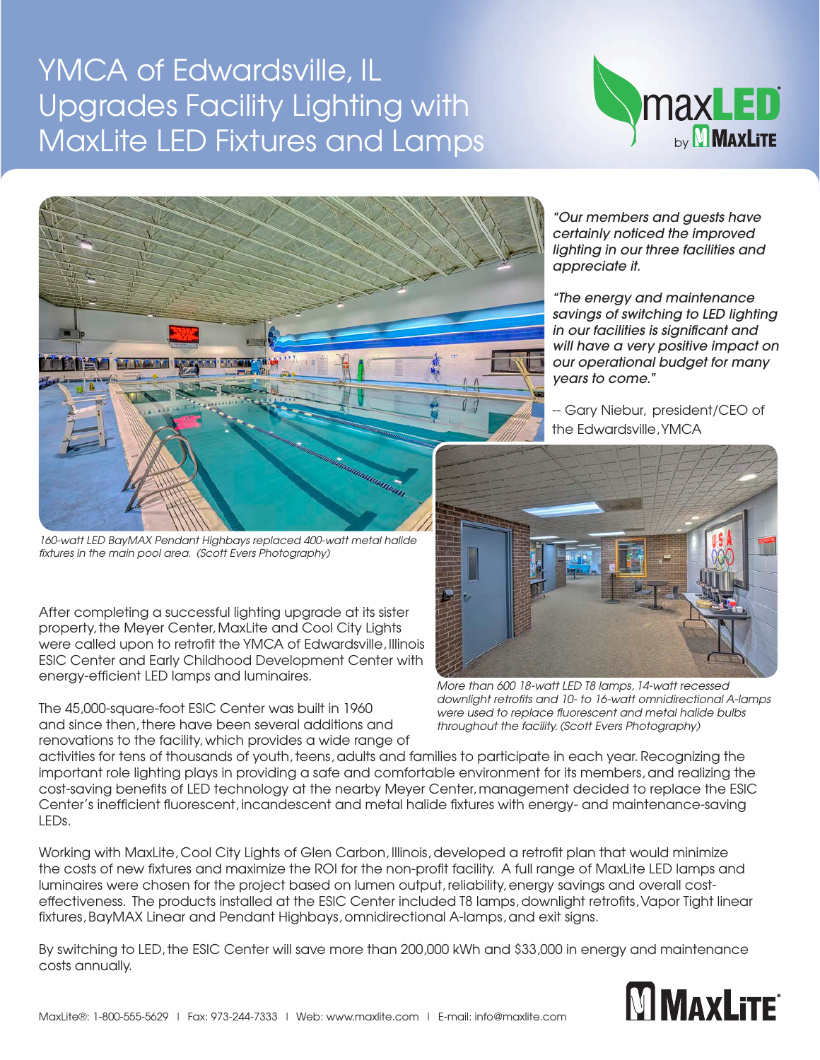# YMCA of Edwardsville, IL Upgrades Facility Lighting with MaxLite LED Fixtures and Lamps

*160-watt LED BayMAX Pendant Highbays replaced 400-watt metal halide fixtures in the main pool area. (Scott Evers Photography)*

*"Our members and guests have certainly noticed the improved lighting in our three facilities and appreciate it.*

*"The energy and maintenance savings of switching to LED lighting in our facilities is significant and will have a very positive impact on our operational budget for many years to come."*

-- Gary Niebur, president/CEO of the Edwardsville, YMCA

*More than 600 18-watt LED T8 lamps, 14-watt recessed downlight retrofits and 10- to 16-watt omnidirectional A-lamps were used to replace fluorescent and metal halide bulbs throughout the facility. (Scott Evers Photography)*

After completing a successful lighting upgrade at its sister property, the Meyer Center, MaxLite and Cool City Lights were called upon to retrofit the YMCA of Edwardsville, Illinois ESIC Center and Early Childhood Development Center with energy-efficient LED lamps and luminaires.

The 45,000-square-foot ESIC Center was built in 1960 and since then, there have been several additions and renovations to the facility, which provides a wide range of activities for tens of thousands of youth, teens, adults and families to participate in each year. Recognizing the important role lighting plays in providing a safe and comfortable environment for its members, and realizing the cost-saving benefits of LED technology at the nearby Meyer Center, management decided to replace the ESIC Center's inefficient fluorescent, incandescent and metal halide fixtures with energy- and maintenance-saving LEDs.

Working with MaxLite, Cool City Lights of Glen Carbon, Illinois, developed a retrofit plan that would minimize the costs of new fixtures and maximize the ROI for the non-profit facility. A full range of MaxLite LED lamps and luminaires were chosen for the project based on lumen output, reliability, energy savings and overall cost-effectiveness. The products installed at the ESIC Center included T8 lamps, downlight retrofits, Vapor Tight linear fixtures, BayMAX Linear and Pendant Highbays, omnidirectional A-lamps, and exit signs.

By switching to LED, the ESIC Center will save more than 200,000 kWh and $33,000 in energy and maintenance costs annually.

MaxLite®: 1-800-555-5629 | Fax: 973-244-7333 | Web: www.maxlite.com | E-mail: info@maxlite.com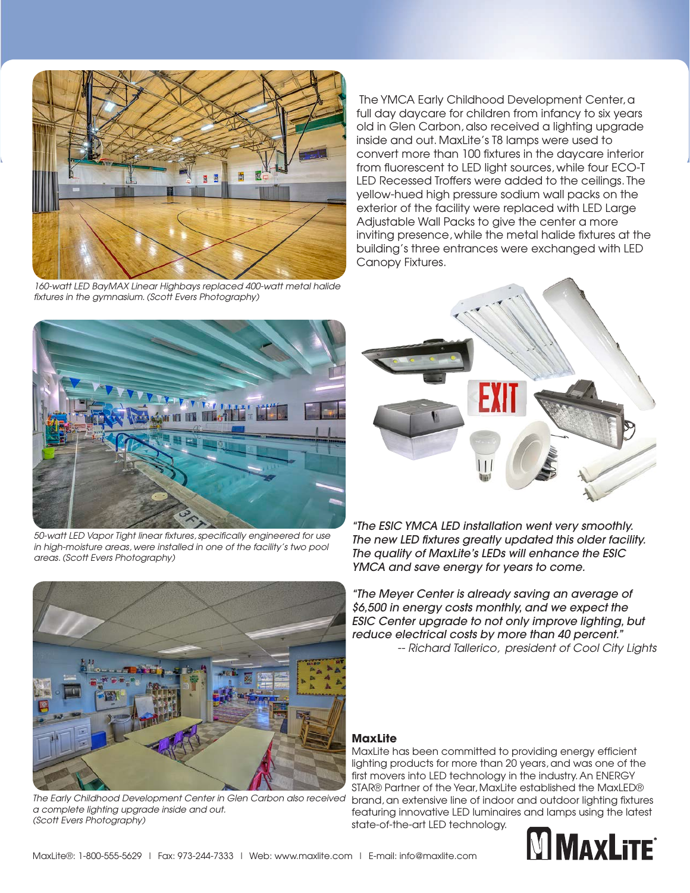The YMCA Early Childhood Development Center, a full day daycare for children from infancy to six years old in Glen Carbon, also received a lighting upgrade inside and out. MaxLite's T8 lamps were used to convert more than 100 fixtures in the daycare interior from fluorescent to LED light sources, while four ECO-T LED Recessed Troffers were added to the ceilings. The yellow-hued high pressure sodium wall packs on the exterior of the facility were replaced with LED Large Adjustable Wall Packs to give the center a more inviting presence, while the metal halide fixtures at the building's three entrances were exchanged with LED Canopy Fixtures.

*160-watt LED BayMAX Linear Highbays replaced 400-watt metal halide fixtures in the gymnasium. (Scott Evers Photography)*

*50-watt LED Vapor Tight linear fixtures, specifically engineered for use in high-moisture areas, were installed in one of the facility's two pool areas. (Scott Evers Photography)*

*"The ESIC YMCA LED installation went very smoothly. The new LED fixtures greatly updated this older facility. The quality of MaxLite's LEDs will enhance the ESIC YMCA and save energy for years to come.*

*"The Meyer Center is already saving an average of $6,500 in energy costs monthly, and we expect the ESIC Center upgrade to not only improve lighting, but reduce electrical costs by more than 40 percent."*
*-- Richard Tallerico, president of Cool City Lights*

*The Early Childhood Development Center in Glen Carbon also received a complete lighting upgrade inside and out. (Scott Evers Photography)*

**MaxLite**

MaxLite has been committed to providing energy efficient lighting products for more than 20 years, and was one of the first movers into LED technology in the industry. An ENERGY STAR® Partner of the Year, MaxLite established the MaxLED® brand, an extensive line of indoor and outdoor lighting fixtures featuring innovative LED luminaires and lamps using the latest state-of-the-art LED technology.

MaxLite®: 1-800-555-5629 | Fax: 973-244-7333 | Web: www.maxlite.com | E-mail: info@maxlite.com